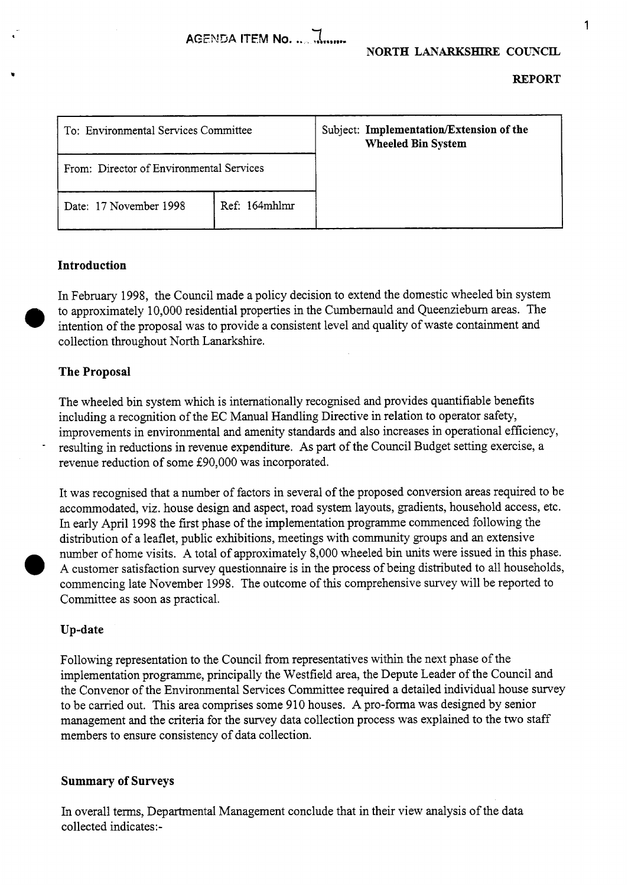AGENDA ITEM No. ...7.......

NORTH LANARKSHIRE COUNCIL

**REPORT**

| To: Environmental Services Committee | | Subject: **Implementation/Extension of the Wheeled Bin System** |
|---|---|---|
| From: Director of Environmental Services | | |
| Date: 17 November 1998 | Ref: 164mhlmr | |

### Introduction

In February 1998, the Council made a policy decision to extend the domestic wheeled bin system to approximately 10,000 residential properties in the Cumbernauld and Queenzieburn areas. The intention of the proposal was to provide a consistent level and quality of waste containment and collection throughout North Lanarkshire.

### The Proposal

The wheeled bin system which is internationally recognised and provides quantifiable benefits including a recognition of the EC Manual Handling Directive in relation to operator safety, improvements in environmental and amenity standards and also increases in operational efficiency, resulting in reductions in revenue expenditure. As part of the Council Budget setting exercise, a revenue reduction of some £90,000 was incorporated.

It was recognised that a number of factors in several of the proposed conversion areas required to be accommodated, viz. house design and aspect, road system layouts, gradients, household access, etc. In early April 1998 the first phase of the implementation programme commenced following the distribution of a leaflet, public exhibitions, meetings with community groups and an extensive number of home visits. A total of approximately 8,000 wheeled bin units were issued in this phase. A customer satisfaction survey questionnaire is in the process of being distributed to all households, commencing late November 1998. The outcome of this comprehensive survey will be reported to Committee as soon as practical.

### Up-date

Following representation to the Council from representatives within the next phase of the implementation programme, principally the Westfield area, the Depute Leader of the Council and the Convenor of the Environmental Services Committee required a detailed individual house survey to be carried out. This area comprises some 910 houses. A pro-forma was designed by senior management and the criteria for the survey data collection process was explained to the two staff members to ensure consistency of data collection.

### Summary of Surveys

In overall terms, Departmental Management conclude that in their view analysis of the data collected indicates:-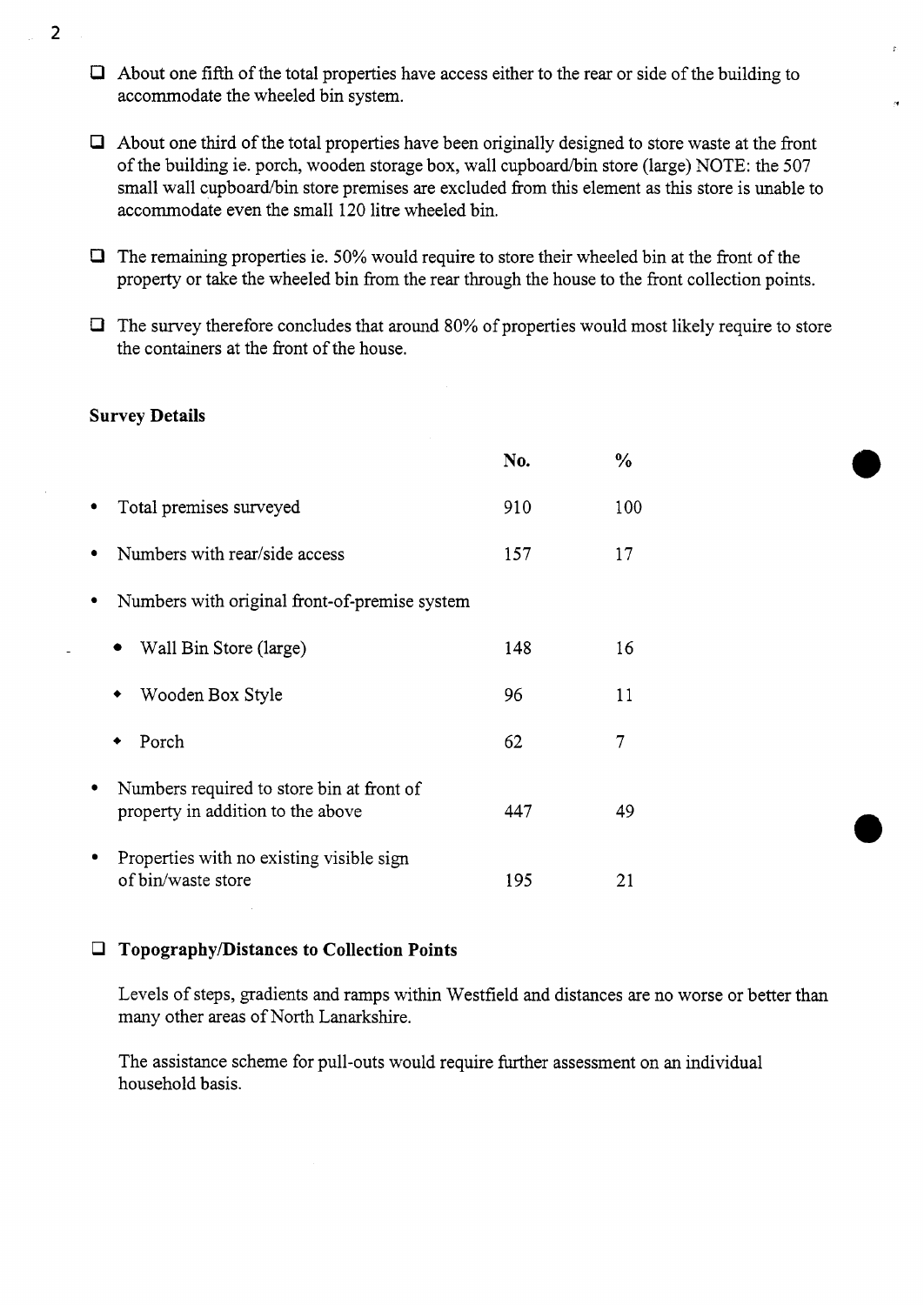- About one fifth of the total properties have access either to the rear or side of the building to accommodate the wheeled bin system.

- About one third of the total properties have been originally designed to store waste at the front of the building ie. porch, wooden storage box, wall cupboard/bin store (large) NOTE: the 507 small wall cupboard/bin store premises are excluded from this element as this store is unable to accommodate even the small 120 litre wheeled bin.

- The remaining properties ie. 50% would require to store their wheeled bin at the front of the property or take the wheeled bin from the rear through the house to the front collection points.

- The survey therefore concludes that around 80% of properties would most likely require to store the containers at the front of the house.

**Survey Details**

| | No. | % |
|---|---|---|
| • Total premises surveyed | 910 | 100 |
| • Numbers with rear/side access | 157 | 17 |
| • Numbers with original front-of-premise system | | |
| &nbsp;&nbsp;&nbsp;&nbsp;• Wall Bin Store (large) | 148 | 16 |
| &nbsp;&nbsp;&nbsp;&nbsp;• Wooden Box Style | 96 | 11 |
| &nbsp;&nbsp;&nbsp;&nbsp;• Porch | 62 | 7 |
| • Numbers required to store bin at front of property in addition to the above | 447 | 49 |
| • Properties with no existing visible sign of bin/waste store | 195 | 21 |

- **Topography/Distances to Collection Points**

  Levels of steps, gradients and ramps within Westfield and distances are no worse or better than many other areas of North Lanarkshire.

  The assistance scheme for pull-outs would require further assessment on an individual household basis.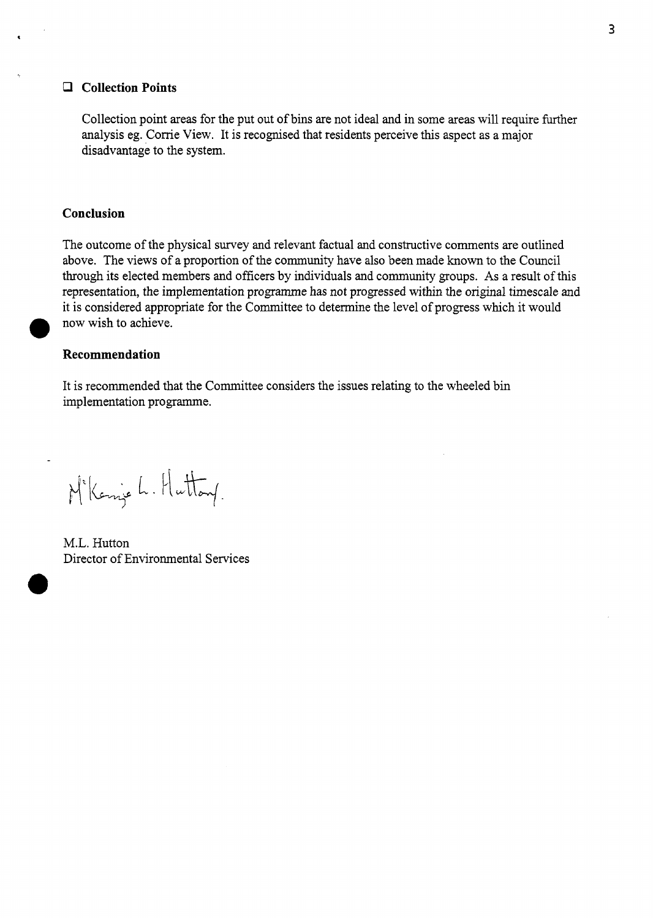- **Collection Points**

  Collection point areas for the put out of bins are not ideal and in some areas will require further analysis eg. Corrie View. It is recognised that residents perceive this aspect as a major disadvantage to the system.

### Conclusion

The outcome of the physical survey and relevant factual and constructive comments are outlined above. The views of a proportion of the community have also been made known to the Council through its elected members and officers by individuals and community groups. As a result of this representation, the implementation programme has not progressed within the original timescale and it is considered appropriate for the Committee to determine the level of progress which it would now wish to achieve.

### Recommendation

It is recommended that the Committee considers the issues relating to the wheeled bin implementation programme.

McKenzie L. Hutton.

M.L. Hutton
Director of Environmental Services